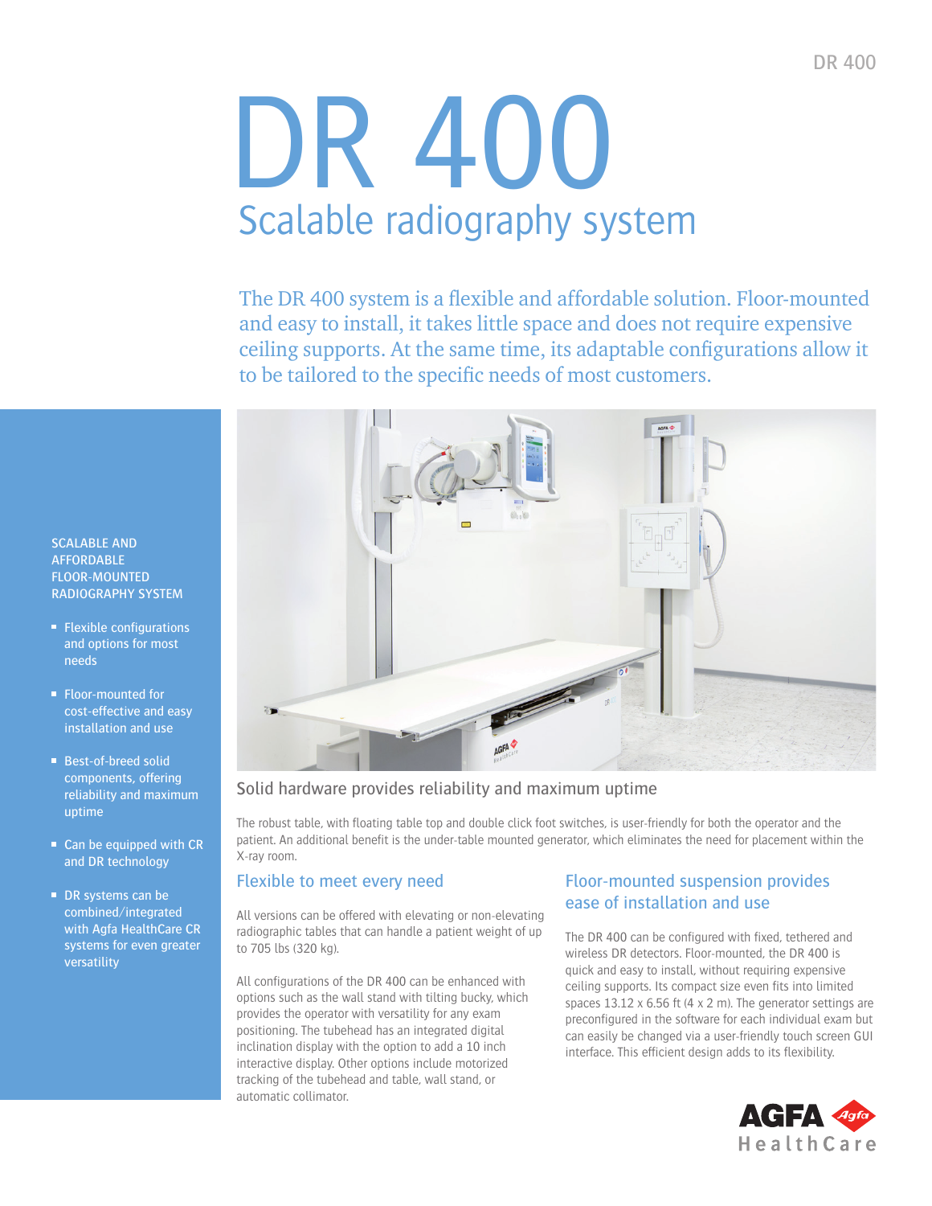# DR 400

## Scalable radiography system

The DR 400 system is a flexible and affordable solution. Floor-mounted and easy to install, it takes little space and does not require expensive ceiling supports. At the same time, its adaptable configurations allow it to be tailored to the specific needs of most customers.

SCALABLE AND AFFORDABLE FLOOR-MOUNTED RADIOGRAPHY SYSTEM

- Flexible configurations and options for most needs
- Floor-mounted for cost-effective and easy installation and use
- Best-of-breed solid components, offering reliability and maximum uptime
- Can be equipped with CR and DR technology
- DR systems can be combined/integrated with Agfa HealthCare CR systems for even greater versatility

### Solid hardware provides reliability and maximum uptime

The robust table, with floating table top and double click foot switches, is user-friendly for both the operator and the patient. An additional benefit is the under-table mounted generator, which eliminates the need for placement within the X-ray room.

### Flexible to meet every need

All versions can be offered with elevating or non-elevating radiographic tables that can handle a patient weight of up to 705 lbs (320 kg).

All configurations of the DR 400 can be enhanced with options such as the wall stand with tilting bucky, which provides the operator with versatility for any exam positioning. The tubehead has an integrated digital inclination display with the option to add a 10 inch interactive display. Other options include motorized tracking of the tubehead and table, wall stand, or automatic collimator.

### Floor-mounted suspension provides ease of installation and use

The DR 400 can be configured with fixed, tethered and wireless DR detectors. Floor-mounted, the DR 400 is quick and easy to install, without requiring expensive ceiling supports. Its compact size even fits into limited spaces 13.12 x 6.56 ft (4 x 2 m). The generator settings are preconfigured in the software for each individual exam but can easily be changed via a user-friendly touch screen GUI interface. This efficient design adds to its flexibility.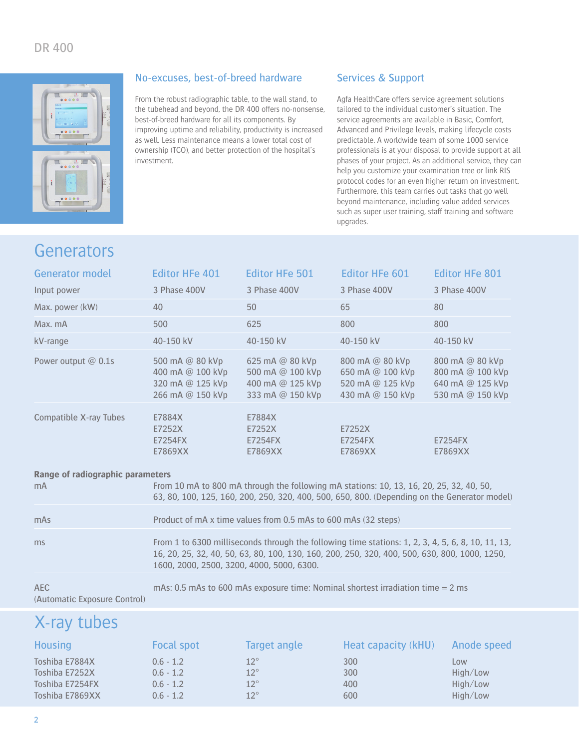## No-excuses, best-of-breed hardware

From the robust radiographic table, to the wall stand, to the tubehead and beyond, the DR 400 offers no-nonsense, best-of-breed hardware for all its components. By improving uptime and reliability, productivity is increased as well. Less maintenance means a lower total cost of ownership (TCO), and better protection of the hospital's investment.

## Services & Support

Agfa HealthCare offers service agreement solutions tailored to the individual customer's situation. The service agreements are available in Basic, Comfort, Advanced and Privilege levels, making lifecycle costs predictable. A worldwide team of some 1000 service professionals is at your disposal to provide support at all phases of your project. As an additional service, they can help you customize your examination tree or link RIS protocol codes for an even higher return on investment. Furthermore, this team carries out tasks that go well beyond maintenance, including value added services such as super user training, staff training and software upgrades.

# Generators

| Generator model | Editor HFe 401 | Editor HFe 501 | Editor HFe 601 | Editor HFe 801 |
|---|---|---|---|---|
| Input power | 3 Phase 400V | 3 Phase 400V | 3 Phase 400V | 3 Phase 400V |
| Max. power (kW) | 40 | 50 | 65 | 80 |
| Max. mA | 500 | 625 | 800 | 800 |
| kV-range | 40-150 kV | 40-150 kV | 40-150 kV | 40-150 kV |
| Power output @ 0.1s | 500 mA @ 80 kVp<br>400 mA @ 100 kVp<br>320 mA @ 125 kVp<br>266 mA @ 150 kVp | 625 mA @ 80 kVp<br>500 mA @ 100 kVp<br>400 mA @ 125 kVp<br>333 mA @ 150 kVp | 800 mA @ 80 kVp<br>650 mA @ 100 kVp<br>520 mA @ 125 kVp<br>430 mA @ 150 kVp | 800 mA @ 80 kVp<br>800 mA @ 100 kVp<br>640 mA @ 125 kVp<br>530 mA @ 150 kVp |
| Compatible X-ray Tubes | E7884X<br>E7252X<br>E7254FX<br>E7869XX | E7884X<br>E7252X<br>E7254FX<br>E7869XX | E7252X<br>E7254FX<br>E7869XX | E7254FX<br>E7869XX |

**Range of radiographic parameters**

| | |
|---|---|
| mA | From 10 mA to 800 mA through the following mA stations: 10, 13, 16, 20, 25, 32, 40, 50, 63, 80, 100, 125, 160, 200, 250, 320, 400, 500, 650, 800. (Depending on the Generator model) |
| mAs | Product of mA x time values from 0.5 mAs to 600 mAs (32 steps) |
| ms | From 1 to 6300 milliseconds through the following time stations: 1, 2, 3, 4, 5, 6, 8, 10, 11, 13, 16, 20, 25, 32, 40, 50, 63, 80, 100, 130, 160, 200, 250, 320, 400, 500, 630, 800, 1000, 1250, 1600, 2000, 2500, 3200, 4000, 5000, 6300. |
| AEC (Automatic Exposure Control) | mAs: 0.5 mAs to 600 mAs exposure time: Nominal shortest irradiation time = 2 ms |

# X-ray tubes

| Housing | Focal spot | Target angle | Heat capacity (kHU) | Anode speed |
|---|---|---|---|---|
| Toshiba E7884X | 0.6 - 1.2 | 12° | 300 | Low |
| Toshiba E7252X | 0.6 - 1.2 | 12° | 300 | High/Low |
| Toshiba E7254FX | 0.6 - 1.2 | 12° | 400 | High/Low |
| Toshiba E7869XX | 0.6 - 1.2 | 12° | 600 | High/Low |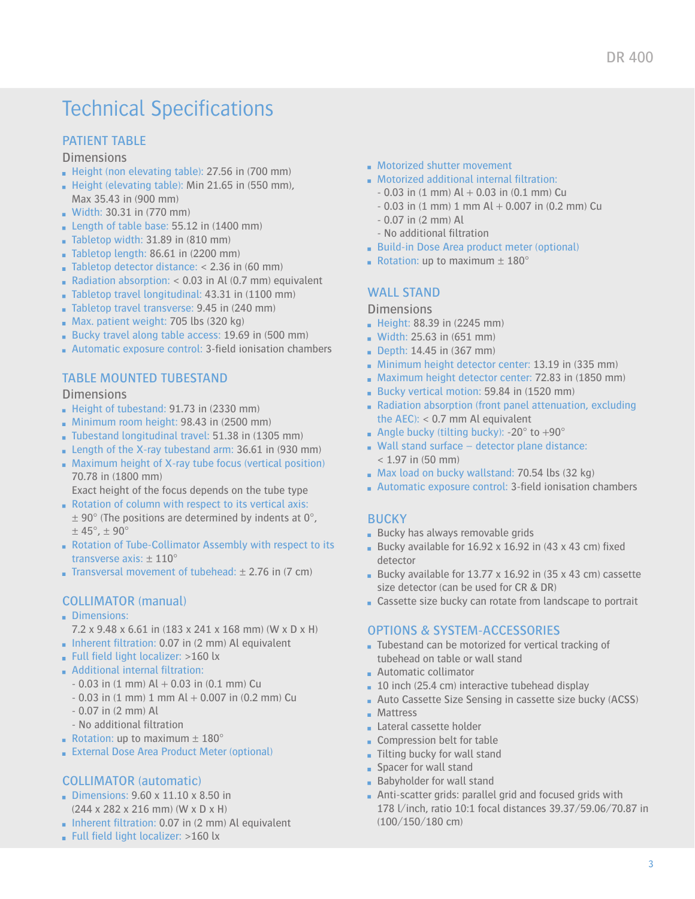# Technical Specifications

## PATIENT TABLE

### Dimensions

- Height (non elevating table): 27.56 in (700 mm)
- Height (elevating table): Min 21.65 in (550 mm), Max 35.43 in (900 mm)
- Width: 30.31 in (770 mm)
- Length of table base: 55.12 in (1400 mm)
- Tabletop width: 31.89 in (810 mm)
- Tabletop length: 86.61 in (2200 mm)
- Tabletop detector distance: < 2.36 in (60 mm)
- Radiation absorption: < 0.03 in Al (0.7 mm) equivalent
- Tabletop travel longitudinal: 43.31 in (1100 mm)
- Tabletop travel transverse: 9.45 in (240 mm)
- Max. patient weight: 705 lbs (320 kg)
- Bucky travel along table access: 19.69 in (500 mm)
- Automatic exposure control: 3-field ionisation chambers

## TABLE MOUNTED TUBESTAND

### Dimensions

- Height of tubestand: 91.73 in (2330 mm)
- Minimum room height: 98.43 in (2500 mm)
- Tubestand longitudinal travel: 51.38 in (1305 mm)
- Length of the X-ray tubestand arm: 36.61 in (930 mm)
- Maximum height of X-ray tube focus (vertical position) 70.78 in (1800 mm)
  Exact height of the focus depends on the tube type
- Rotation of column with respect to its vertical axis: ± 90° (The positions are determined by indents at 0°, ± 45°, ± 90°
- Rotation of Tube-Collimator Assembly with respect to its transverse axis: ± 110°
- Transversal movement of tubehead: ± 2.76 in (7 cm)

## COLLIMATOR (manual)

- Dimensions:
  7.2 x 9.48 x 6.61 in (183 x 241 x 168 mm) (W x D x H)
- Inherent filtration: 0.07 in (2 mm) Al equivalent
- Full field light localizer: >160 lx
- Additional internal filtration:
  - 0.03 in (1 mm) Al + 0.03 in (0.1 mm) Cu
  - 0.03 in (1 mm) 1 mm Al + 0.007 in (0.2 mm) Cu
  - 0.07 in (2 mm) Al
  - No additional filtration
- Rotation: up to maximum ± 180°
- External Dose Area Product Meter (optional)

## COLLIMATOR (automatic)

- Dimensions: 9.60 x 11.10 x 8.50 in (244 x 282 x 216 mm) (W x D x H)
- Inherent filtration: 0.07 in (2 mm) Al equivalent
- Full field light localizer: >160 lx
- Motorized shutter movement
- Motorized additional internal filtration:
  - 0.03 in (1 mm) Al + 0.03 in (0.1 mm) Cu
  - 0.03 in (1 mm) 1 mm Al + 0.007 in (0.2 mm) Cu
  - 0.07 in (2 mm) Al
  - No additional filtration
- Build-in Dose Area product meter (optional)
- Rotation: up to maximum ± 180°

## WALL STAND

### Dimensions

- Height: 88.39 in (2245 mm)
- Width: 25.63 in (651 mm)
- Depth: 14.45 in (367 mm)
- Minimum height detector center: 13.19 in (335 mm)
- Maximum height detector center: 72.83 in (1850 mm)
- Bucky vertical motion: 59.84 in (1520 mm)
- Radiation absorption (front panel attenuation, excluding the AEC): < 0.7 mm Al equivalent
- Angle bucky (tilting bucky): -20° to +90°
- Wall stand surface – detector plane distance: < 1.97 in (50 mm)
- Max load on bucky wallstand: 70.54 lbs (32 kg)
- Automatic exposure control: 3-field ionisation chambers

## BUCKY

- Bucky has always removable grids
- Bucky available for 16.92 x 16.92 in (43 x 43 cm) fixed detector
- Bucky available for 13.77 x 16.92 in (35 x 43 cm) cassette size detector (can be used for CR & DR)
- Cassette size bucky can rotate from landscape to portrait

## OPTIONS & SYSTEM-ACCESSORIES

- Tubestand can be motorized for vertical tracking of tubehead on table or wall stand
- Automatic collimator
- 10 inch (25.4 cm) interactive tubehead display
- Auto Cassette Size Sensing in cassette size bucky (ACSS)
- Mattress
- Lateral cassette holder
- Compression belt for table
- Tilting bucky for wall stand
- Spacer for wall stand
- Babyholder for wall stand
- Anti-scatter grids: parallel grid and focused grids with 178 l/inch, ratio 10:1 focal distances 39.37/59.06/70.87 in (100/150/180 cm)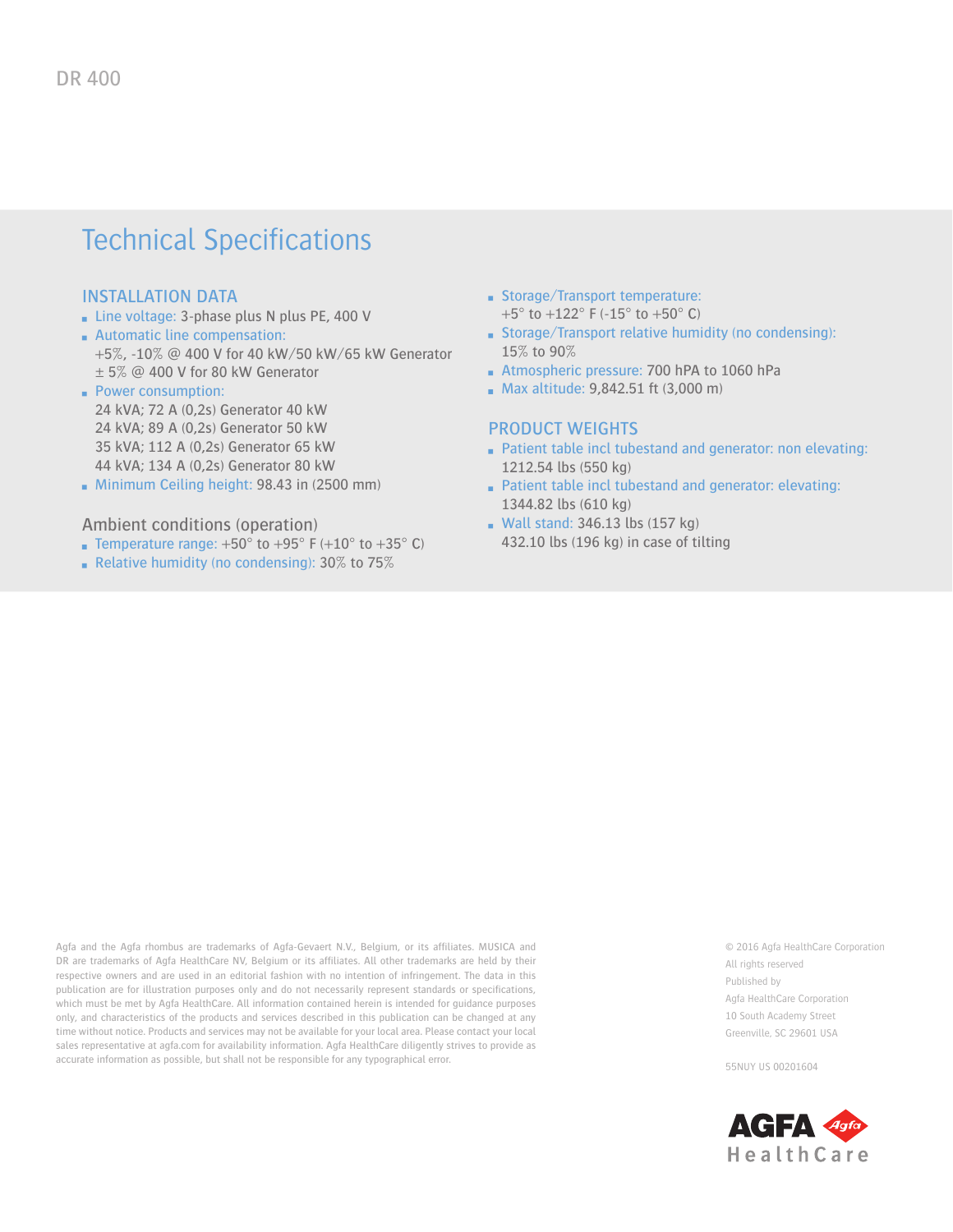DR 400

# Technical Specifications

## INSTALLATION DATA

- Line voltage: 3-phase plus N plus PE, 400 V
- Automatic line compensation:
  +5%, -10% @ 400 V for 40 kW/50 kW/65 kW Generator
  ± 5% @ 400 V for 80 kW Generator
- Power consumption:
  24 kVA; 72 A (0,2s) Generator 40 kW
  24 kVA; 89 A (0,2s) Generator 50 kW
  35 kVA; 112 A (0,2s) Generator 65 kW
  44 kVA; 134 A (0,2s) Generator 80 kW
- Minimum Ceiling height: 98.43 in (2500 mm)

### Ambient conditions (operation)

- Temperature range: +50° to +95° F (+10° to +35° C)
- Relative humidity (no condensing): 30% to 75%
- Storage/Transport temperature:
  +5° to +122° F (-15° to +50° C)
- Storage/Transport relative humidity (no condensing):
  15% to 90%
- Atmospheric pressure: 700 hPA to 1060 hPa
- Max altitude: 9,842.51 ft (3,000 m)

## PRODUCT WEIGHTS

- Patient table incl tubestand and generator: non elevating:
  1212.54 lbs (550 kg)
- Patient table incl tubestand and generator: elevating:
  1344.82 lbs (610 kg)
- Wall stand: 346.13 lbs (157 kg)
  432.10 lbs (196 kg) in case of tilting

Agfa and the Agfa rhombus are trademarks of Agfa-Gevaert N.V., Belgium, or its affiliates. MUSICA and DR are trademarks of Agfa HealthCare NV, Belgium or its affiliates. All other trademarks are held by their respective owners and are used in an editorial fashion with no intention of infringement. The data in this publication are for illustration purposes only and do not necessarily represent standards or specifications, which must be met by Agfa HealthCare. All information contained herein is intended for guidance purposes only, and characteristics of the products and services described in this publication can be changed at any time without notice. Products and services may not be available for your local area. Please contact your local sales representative at agfa.com for availability information. Agfa HealthCare diligently strives to provide as accurate information as possible, but shall not be responsible for any typographical error.

© 2016 Agfa HealthCare Corporation
All rights reserved
Published by
Agfa HealthCare Corporation
10 South Academy Street
Greenville, SC 29601 USA

55NUY US 00201604

AGFA HealthCare